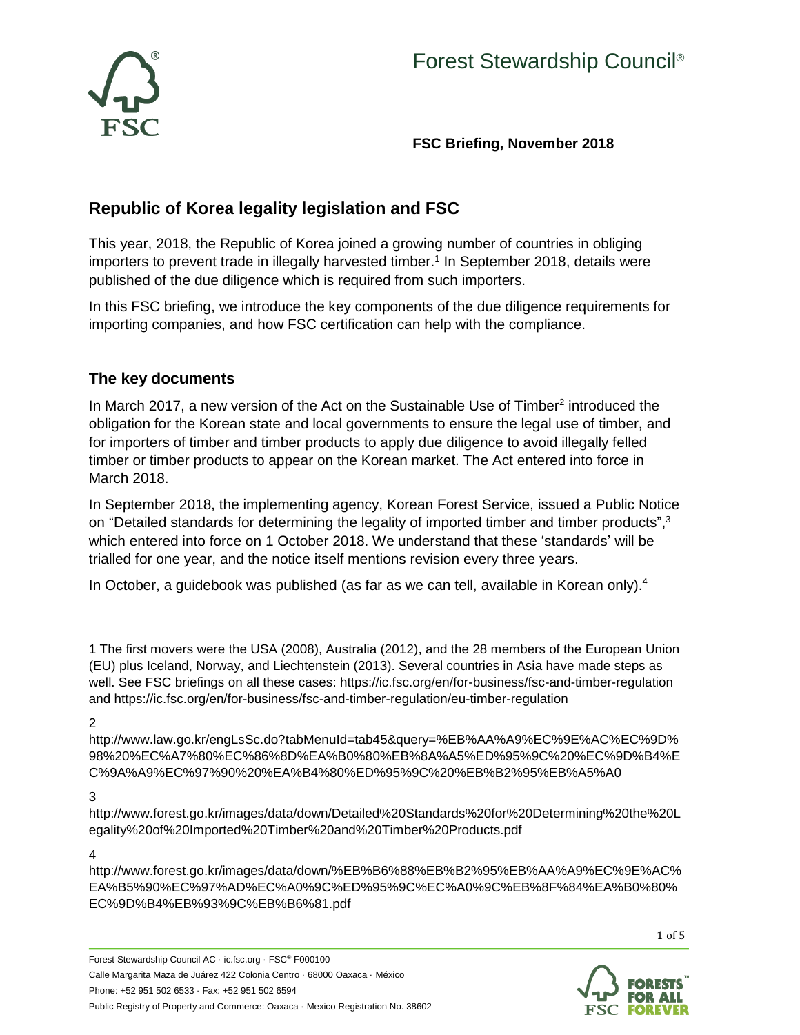Forest Stewardship Council®

**FSC Briefing, November 2018**

## Republic of Korea legality legislation and FSC

This year, 2018, the Republic of Korea joined a growing number of countries in obliging importers to prevent trade in illegally harvested timber.[1] In September 2018, details were published of the due diligence which is required from such importers.

In this FSC briefing, we introduce the key components of the due diligence requirements for importing companies, and how FSC certification can help with the compliance.

### The key documents

In March 2017, a new version of the Act on the Sustainable Use of Timber[2] introduced the obligation for the Korean state and local governments to ensure the legal use of timber, and for importers of timber and timber products to apply due diligence to avoid illegally felled timber or timber products to appear on the Korean market. The Act entered into force in March 2018.

In September 2018, the implementing agency, Korean Forest Service, issued a Public Notice on "Detailed standards for determining the legality of imported timber and timber products",[3] which entered into force on 1 October 2018. We understand that these 'standards' will be trialled for one year, and the notice itself mentions revision every three years.

In October, a guidebook was published (as far as we can tell, available in Korean only).[4]

---

1 The first movers were the USA (2008), Australia (2012), and the 28 members of the European Union (EU) plus Iceland, Norway, and Liechtenstein (2013). Several countries in Asia have made steps as well. See FSC briefings on all these cases: https://ic.fsc.org/en/for-business/fsc-and-timber-regulation and https://ic.fsc.org/en/for-business/fsc-and-timber-regulation/eu-timber-regulation

2 http://www.law.go.kr/engLsSc.do?tabMenuId=tab45&query=%EB%AA%A9%EC%9E%AC%EC%9D%98%20%EC%A7%80%EC%86%8D%EA%B0%80%EB%8A%A5%ED%95%9C%20%EC%9D%B4%EC%9A%A9%EC%97%90%20%EA%B4%80%ED%95%9C%20%EB%B2%95%EB%A5%A0

3 http://www.forest.go.kr/images/data/down/Detailed%20Standards%20for%20Determining%20the%20Legality%20of%20Imported%20Timber%20and%20Timber%20Products.pdf

4 http://www.forest.go.kr/images/data/down/%EB%B6%88%EB%B2%95%EB%AA%A9%EC%9E%AC%EA%B5%90%EC%97%AD%EC%A0%9C%ED%95%9C%EC%A0%9C%EB%8F%84%EA%B0%80%EC%9D%B4%EB%93%9C%EB%B6%81.pdf

Forest Stewardship Council AC · ic.fsc.org · FSC® F000100
Calle Margarita Maza de Juárez 422 Colonia Centro · 68000 Oaxaca · México
Phone: +52 951 502 6533 · Fax: +52 951 502 6594
Public Registry of Property and Commerce: Oaxaca · Mexico Registration No. 38602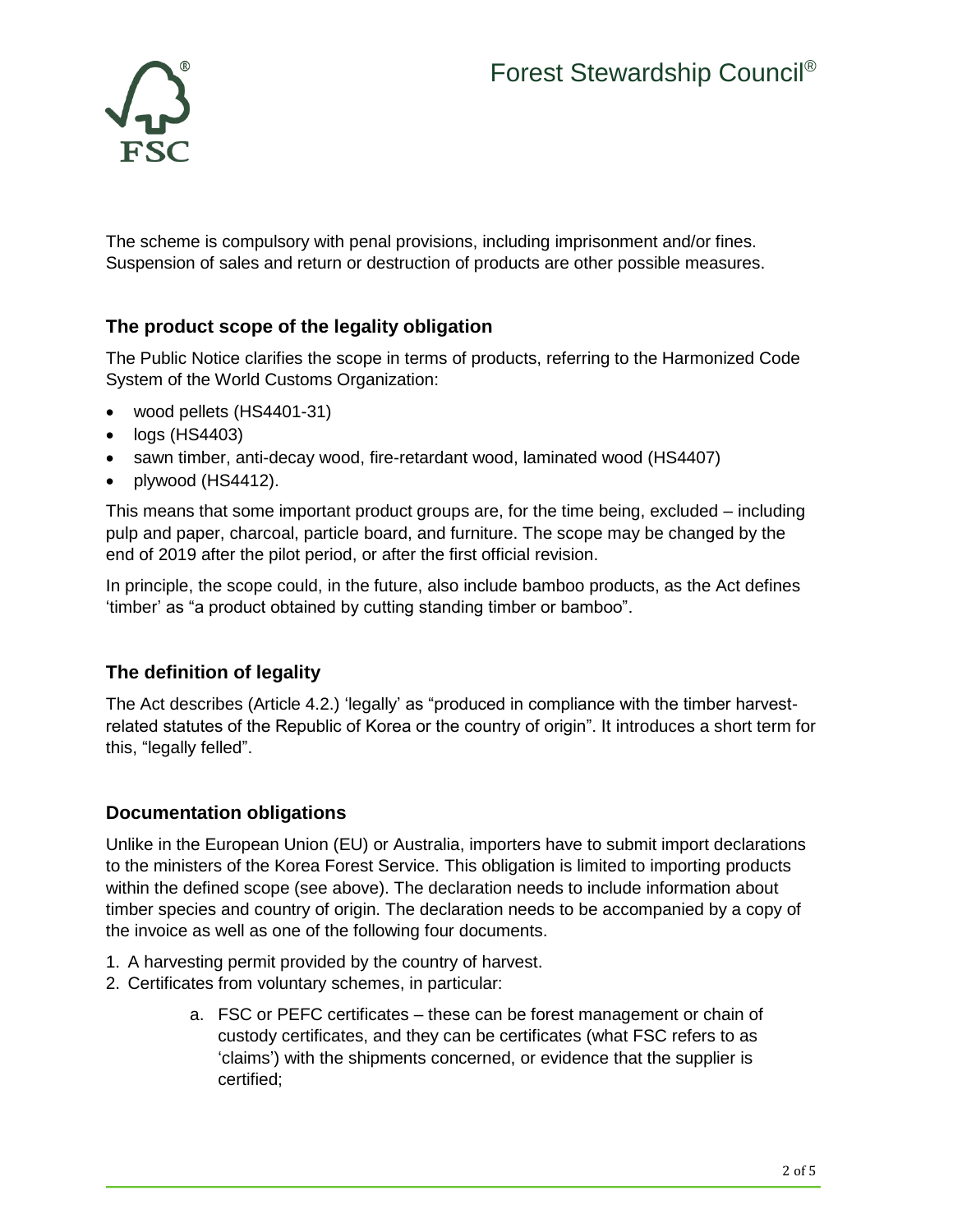The scheme is compulsory with penal provisions, including imprisonment and/or fines. Suspension of sales and return or destruction of products are other possible measures.

## The product scope of the legality obligation

The Public Notice clarifies the scope in terms of products, referring to the Harmonized Code System of the World Customs Organization:

- wood pellets (HS4401-31)
- logs (HS4403)
- sawn timber, anti-decay wood, fire-retardant wood, laminated wood (HS4407)
- plywood (HS4412).

This means that some important product groups are, for the time being, excluded – including pulp and paper, charcoal, particle board, and furniture. The scope may be changed by the end of 2019 after the pilot period, or after the first official revision.

In principle, the scope could, in the future, also include bamboo products, as the Act defines 'timber' as "a product obtained by cutting standing timber or bamboo".

## The definition of legality

The Act describes (Article 4.2.) 'legally' as "produced in compliance with the timber harvest-related statutes of the Republic of Korea or the country of origin". It introduces a short term for this, "legally felled".

## Documentation obligations

Unlike in the European Union (EU) or Australia, importers have to submit import declarations to the ministers of the Korea Forest Service. This obligation is limited to importing products within the defined scope (see above). The declaration needs to include information about timber species and country of origin. The declaration needs to be accompanied by a copy of the invoice as well as one of the following four documents.

1. A harvesting permit provided by the country of harvest.
2. Certificates from voluntary schemes, in particular:
    a. FSC or PEFC certificates – these can be forest management or chain of custody certificates, and they can be certificates (what FSC refers to as 'claims') with the shipments concerned, or evidence that the supplier is certified;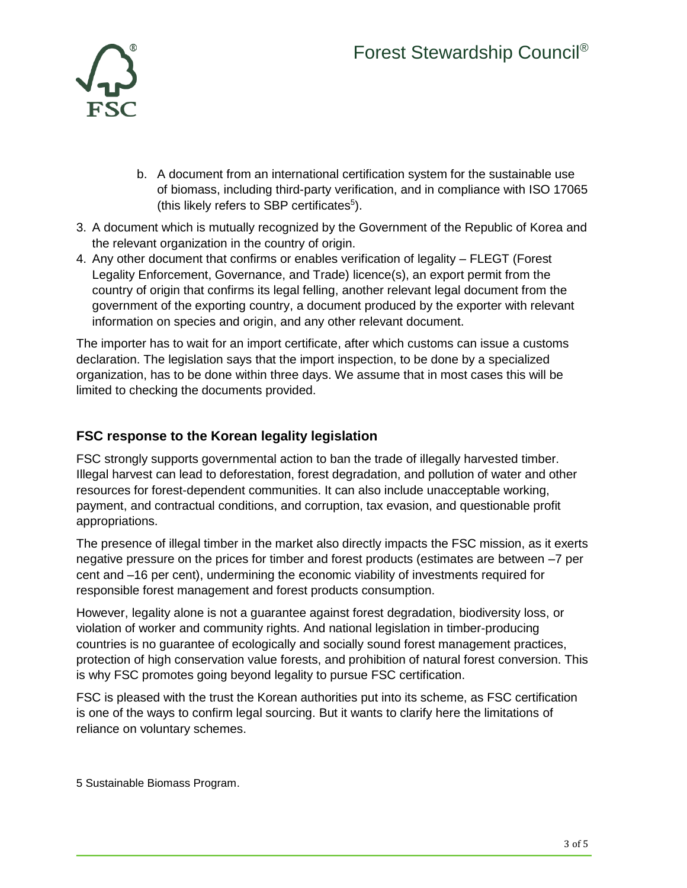b. A document from an international certification system for the sustainable use of biomass, including third-party verification, and in compliance with ISO 17065 (this likely refers to SBP certificates[5]).

3. A document which is mutually recognized by the Government of the Republic of Korea and the relevant organization in the country of origin.
4. Any other document that confirms or enables verification of legality – FLEGT (Forest Legality Enforcement, Governance, and Trade) licence(s), an export permit from the country of origin that confirms its legal felling, another relevant legal document from the government of the exporting country, a document produced by the exporter with relevant information on species and origin, and any other relevant document.

The importer has to wait for an import certificate, after which customs can issue a customs declaration. The legislation says that the import inspection, to be done by a specialized organization, has to be done within three days. We assume that in most cases this will be limited to checking the documents provided.

## FSC response to the Korean legality legislation

FSC strongly supports governmental action to ban the trade of illegally harvested timber. Illegal harvest can lead to deforestation, forest degradation, and pollution of water and other resources for forest-dependent communities. It can also include unacceptable working, payment, and contractual conditions, and corruption, tax evasion, and questionable profit appropriations.

The presence of illegal timber in the market also directly impacts the FSC mission, as it exerts negative pressure on the prices for timber and forest products (estimates are between –7 per cent and –16 per cent), undermining the economic viability of investments required for responsible forest management and forest products consumption.

However, legality alone is not a guarantee against forest degradation, biodiversity loss, or violation of worker and community rights. And national legislation in timber-producing countries is no guarantee of ecologically and socially sound forest management practices, protection of high conservation value forests, and prohibition of natural forest conversion. This is why FSC promotes going beyond legality to pursue FSC certification.

FSC is pleased with the trust the Korean authorities put into its scheme, as FSC certification is one of the ways to confirm legal sourcing. But it wants to clarify here the limitations of reliance on voluntary schemes.

5 Sustainable Biomass Program.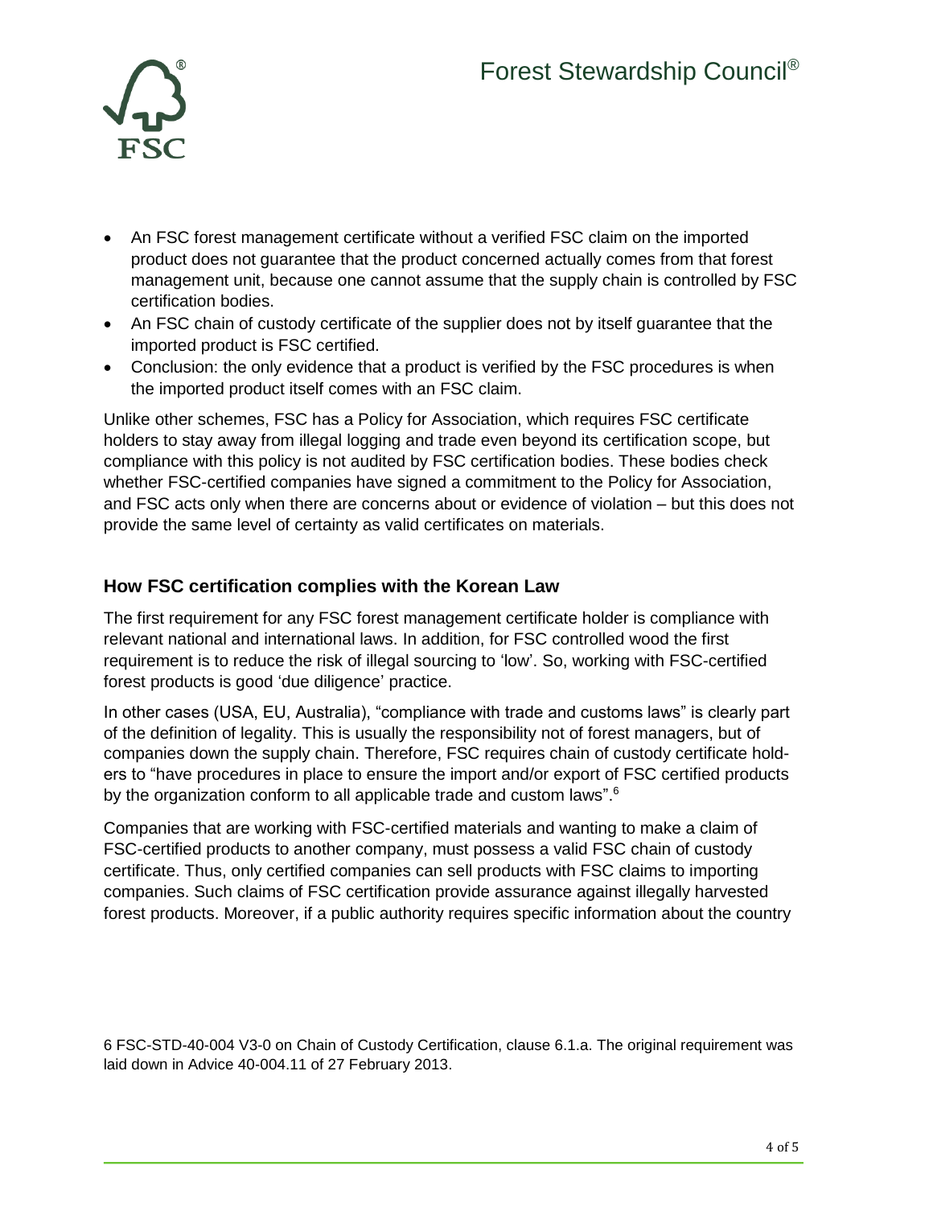- An FSC forest management certificate without a verified FSC claim on the imported product does not guarantee that the product concerned actually comes from that forest management unit, because one cannot assume that the supply chain is controlled by FSC certification bodies.
- An FSC chain of custody certificate of the supplier does not by itself guarantee that the imported product is FSC certified.
- Conclusion: the only evidence that a product is verified by the FSC procedures is when the imported product itself comes with an FSC claim.

Unlike other schemes, FSC has a Policy for Association, which requires FSC certificate holders to stay away from illegal logging and trade even beyond its certification scope, but compliance with this policy is not audited by FSC certification bodies. These bodies check whether FSC-certified companies have signed a commitment to the Policy for Association, and FSC acts only when there are concerns about or evidence of violation – but this does not provide the same level of certainty as valid certificates on materials.

### How FSC certification complies with the Korean Law

The first requirement for any FSC forest management certificate holder is compliance with relevant national and international laws. In addition, for FSC controlled wood the first requirement is to reduce the risk of illegal sourcing to 'low'. So, working with FSC-certified forest products is good 'due diligence' practice.

In other cases (USA, EU, Australia), "compliance with trade and customs laws" is clearly part of the definition of legality. This is usually the responsibility not of forest managers, but of companies down the supply chain. Therefore, FSC requires chain of custody certificate holders to "have procedures in place to ensure the import and/or export of FSC certified products by the organization conform to all applicable trade and custom laws".[6]

Companies that are working with FSC-certified materials and wanting to make a claim of FSC-certified products to another company, must possess a valid FSC chain of custody certificate. Thus, only certified companies can sell products with FSC claims to importing companies. Such claims of FSC certification provide assurance against illegally harvested forest products. Moreover, if a public authority requires specific information about the country

6 FSC-STD-40-004 V3-0 on Chain of Custody Certification, clause 6.1.a. The original requirement was laid down in Advice 40-004.11 of 27 February 2013.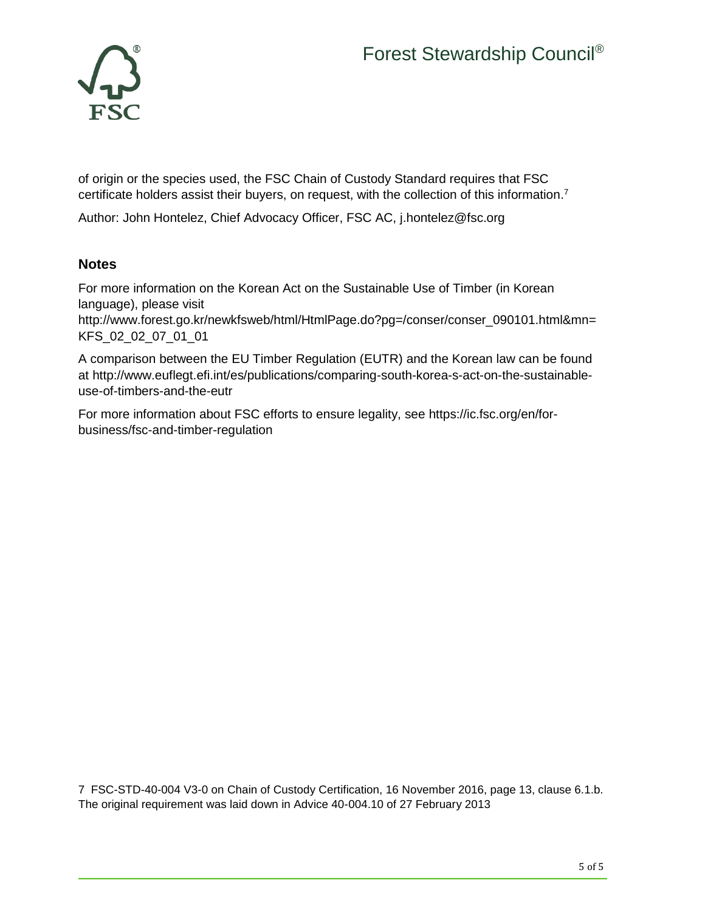of origin or the species used, the FSC Chain of Custody Standard requires that FSC certificate holders assist their buyers, on request, with the collection of this information.[7]

Author: John Hontelez, Chief Advocacy Officer, FSC AC, j.hontelez@fsc.org

## Notes

For more information on the Korean Act on the Sustainable Use of Timber (in Korean language), please visit http://www.forest.go.kr/newkfsweb/html/HtmlPage.do?pg=/conser/conser_090101.html&mn=KFS_02_02_07_01_01

A comparison between the EU Timber Regulation (EUTR) and the Korean law can be found at http://www.euflegt.efi.int/es/publications/comparing-south-korea-s-act-on-the-sustainable-use-of-timbers-and-the-eutr

For more information about FSC efforts to ensure legality, see https://ic.fsc.org/en/for-business/fsc-and-timber-regulation

7 FSC-STD-40-004 V3-0 on Chain of Custody Certification, 16 November 2016, page 13, clause 6.1.b. The original requirement was laid down in Advice 40-004.10 of 27 February 2013